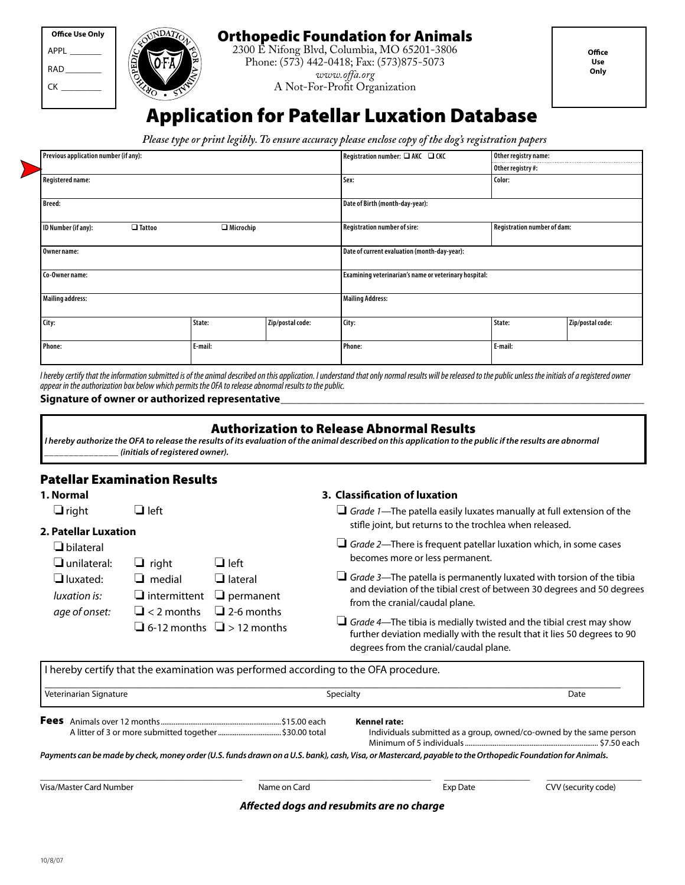| Office Use Only |
| --- |
| APPL _______ |
| RAD ________ |
| CK _________ |

# Orthopedic Foundation for Animals

2300 E Nifong Blvd, Columbia, MO 65201-3806
Phone: (573) 442-0418; Fax: (573)875-5073
*www.offa.org*
A Not-For-Profit Organization

Office Use Only

# Application for Patellar Luxation Database

*Please type or print legibly. To ensure accuracy please enclose copy of the dog's registration papers*

| Previous application number (if any): | | | Registration number: ❑ AKC ❑ CKC | Other registry name: / Other registry #: | |
| --- | --- | --- | --- | --- | --- |
| Registered name: | | | Sex: | Color: | |
| Breed: | | | Date of Birth (month-day-year): | | |
| ID Number (if any): ❑ Tattoo | ❑ Microchip | | Registration number of sire: | Registration number of dam: | |
| Owner name: | | | Date of current evaluation (month-day-year): | | |
| Co-Owner name: | | | Examining veterinarian's name or veterinary hospital: | | |
| Mailing address: | | | Mailing Address: | | |
| City: | State: | Zip/postal code: | City: | State: | Zip/postal code: |
| Phone: | E-mail: | | Phone: | E-mail: | |

*I hereby certify that the information submitted is of the animal described on this application. I understand that only normal results will be released to the public unless the initials of a registered owner appear in the authorization box below which permits the OFA to release abnormal results to the public.*

**Signature of owner or authorized representative**________________________________________

## Authorization to Release Abnormal Results

***I hereby authorize the OFA to release the results of its evaluation of the animal described on this application to the public if the results are abnormal _______________ (initials of registered owner).***

## Patellar Examination Results

**1. Normal**

❑ right ❑ left

**2. Patellar Luxation**

❑ bilateral

❑ unilateral: ❑ right ❑ left

❑ luxated: ❑ medial ❑ lateral

*luxation is:* ❑ intermittent ❑ permanent

*age of onset:* ❑ < 2 months ❑ 2-6 months ❑ 6-12 months ❑ > 12 months

**3. Classification of luxation**

❑ *Grade 1*—The patella easily luxates manually at full extension of the stifle joint, but returns to the trochlea when released.

❑ *Grade 2*—There is frequent patellar luxation which, in some cases becomes more or less permanent.

❑ *Grade 3*—The patella is permanently luxated with torsion of the tibia and deviation of the tibial crest of between 30 degrees and 50 degrees from the cranial/caudal plane.

❑ *Grade 4*—The tibia is medially twisted and the tibial crest may show further deviation medially with the result that it lies 50 degrees to 90 degrees from the cranial/caudal plane.

I hereby certify that the examination was performed according to the OFA procedure.

_______________________________________________________________
Veterinarian Signature Specialty Date

**Fees** Animals over 12 months.......................................$15.00 each
A litter of 3 or more submitted together.......................$30.00 total

**Kennel rate:**
Individuals submitted as a group, owned/co-owned by the same person
Minimum of 5 individuals.......................................$7.50 each

***Payments can be made by check, money order (U.S. funds drawn on a U.S. bank), cash, Visa, or Mastercard, payable to the Orthopedic Foundation for Animals.***

_______________ _______________ _______________ _______________
Visa/Master Card Number Name on Card Exp Date CVV (security code)

***Affected dogs and resubmits are no charge***

10/8/07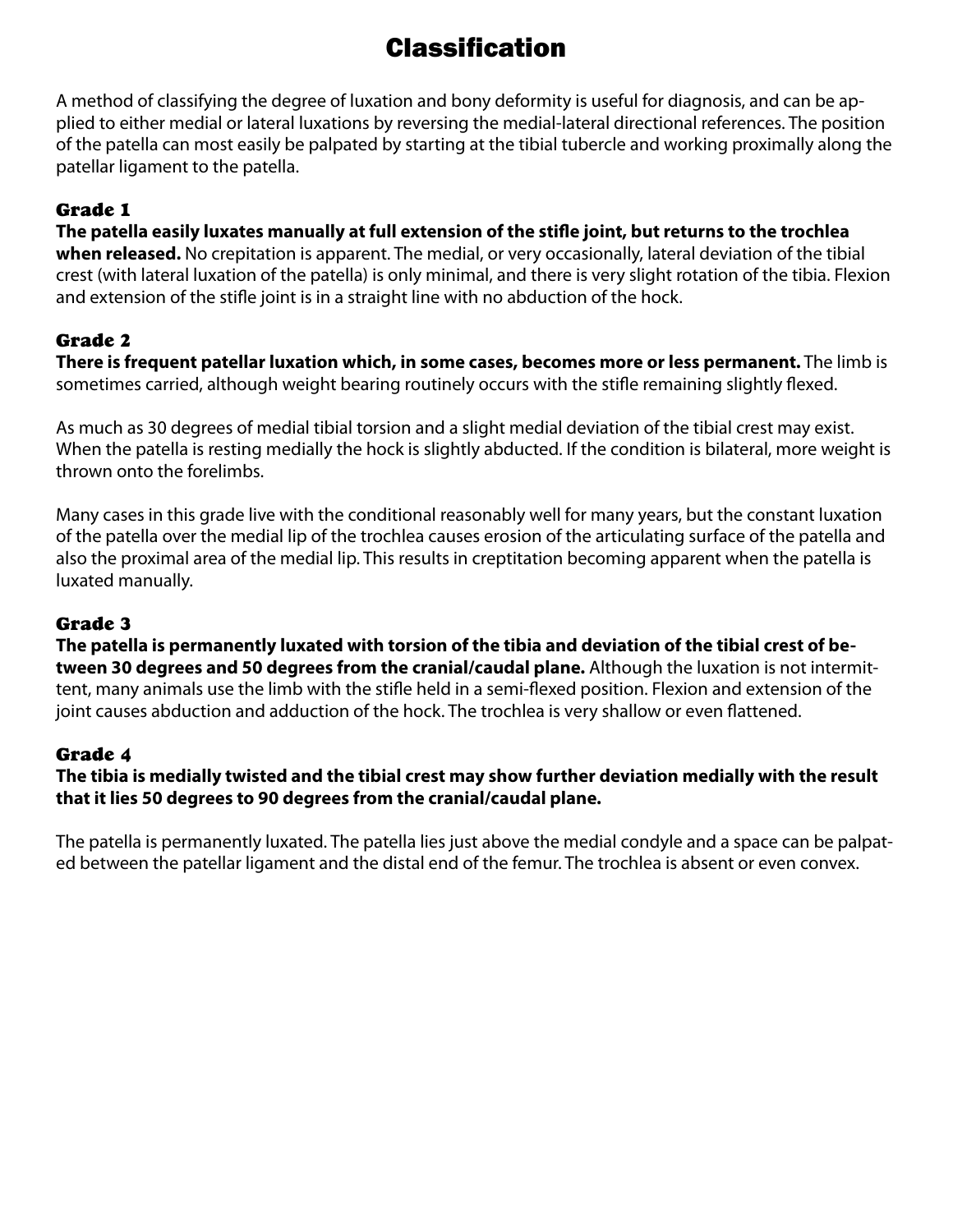# Classification

A method of classifying the degree of luxation and bony deformity is useful for diagnosis, and can be applied to either medial or lateral luxations by reversing the medial-lateral directional references. The position of the patella can most easily be palpated by starting at the tibial tubercle and working proximally along the patellar ligament to the patella.

### Grade 1

**The patella easily luxates manually at full extension of the stifle joint, but returns to the trochlea when released.** No crepitation is apparent. The medial, or very occasionally, lateral deviation of the tibial crest (with lateral luxation of the patella) is only minimal, and there is very slight rotation of the tibia. Flexion and extension of the stifle joint is in a straight line with no abduction of the hock.

### Grade 2

**There is frequent patellar luxation which, in some cases, becomes more or less permanent.** The limb is sometimes carried, although weight bearing routinely occurs with the stifle remaining slightly flexed.

As much as 30 degrees of medial tibial torsion and a slight medial deviation of the tibial crest may exist. When the patella is resting medially the hock is slightly abducted. If the condition is bilateral, more weight is thrown onto the forelimbs.

Many cases in this grade live with the conditional reasonably well for many years, but the constant luxation of the patella over the medial lip of the trochlea causes erosion of the articulating surface of the patella and also the proximal area of the medial lip. This results in creptitation becoming apparent when the patella is luxated manually.

### Grade 3

**The patella is permanently luxated with torsion of the tibia and deviation of the tibial crest of between 30 degrees and 50 degrees from the cranial/caudal plane.** Although the luxation is not intermittent, many animals use the limb with the stifle held in a semi-flexed position. Flexion and extension of the joint causes abduction and adduction of the hock. The trochlea is very shallow or even flattened.

### Grade 4

**The tibia is medially twisted and the tibial crest may show further deviation medially with the result that it lies 50 degrees to 90 degrees from the cranial/caudal plane.**

The patella is permanently luxated. The patella lies just above the medial condyle and a space can be palpated between the patellar ligament and the distal end of the femur. The trochlea is absent or even convex.